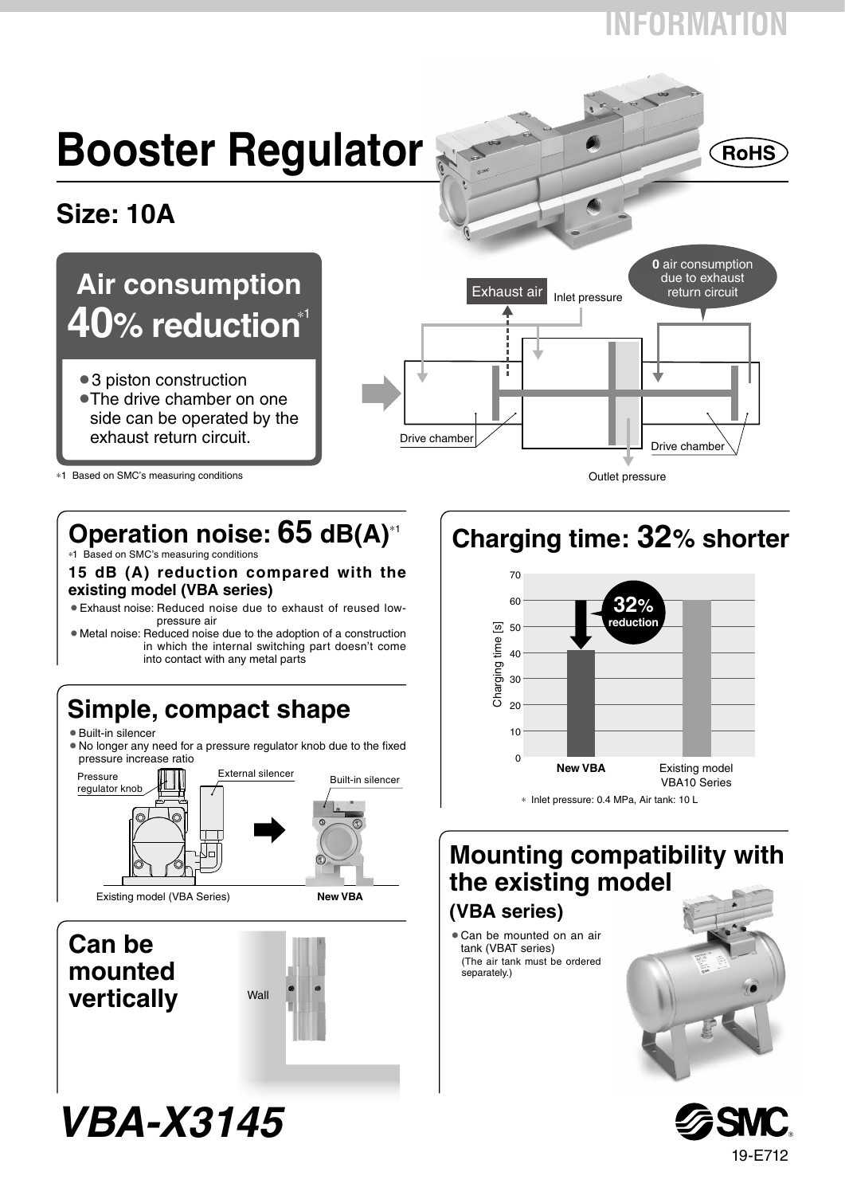INFORMATION

# Booster Regulator

RoHS

## Size: 10A

## Air consumption 40% reduction*1

- 3 piston construction
- The drive chamber on one side can be operated by the exhaust return circuit.

*1 Based on SMC's measuring conditions

Exhaust air
Inlet pressure
0 air consumption due to exhaust return circuit
Drive chamber
Drive chamber
Outlet pressure

## Operation noise: 65 dB(A)*1

*1 Based on SMC's measuring conditions

**15 dB (A) reduction compared with the existing model (VBA series)**

- Exhaust noise: Reduced noise due to exhaust of reused low-pressure air
- Metal noise: Reduced noise due to the adoption of a construction in which the internal switching part doesn't come into contact with any metal parts

## Charging time: 32% shorter

70
60
50
40
30
20
10
0
Charging time [s]
32% reduction
New VBA
Existing model VBA10 Series

* Inlet pressure: 0.4 MPa, Air tank: 10 L

## Simple, compact shape

- Built-in silencer
- No longer any need for a pressure regulator knob due to the fixed pressure increase ratio

Pressure regulator knob
External silencer
Built-in silencer
Existing model (VBA Series)
**New VBA**

## Mounting compatibility with the existing model (VBA series)

- Can be mounted on an air tank (VBAT series)
  (The air tank must be ordered separately.)

## Can be mounted vertically

Wall

# *VBA-X3145*

SMC

19-E712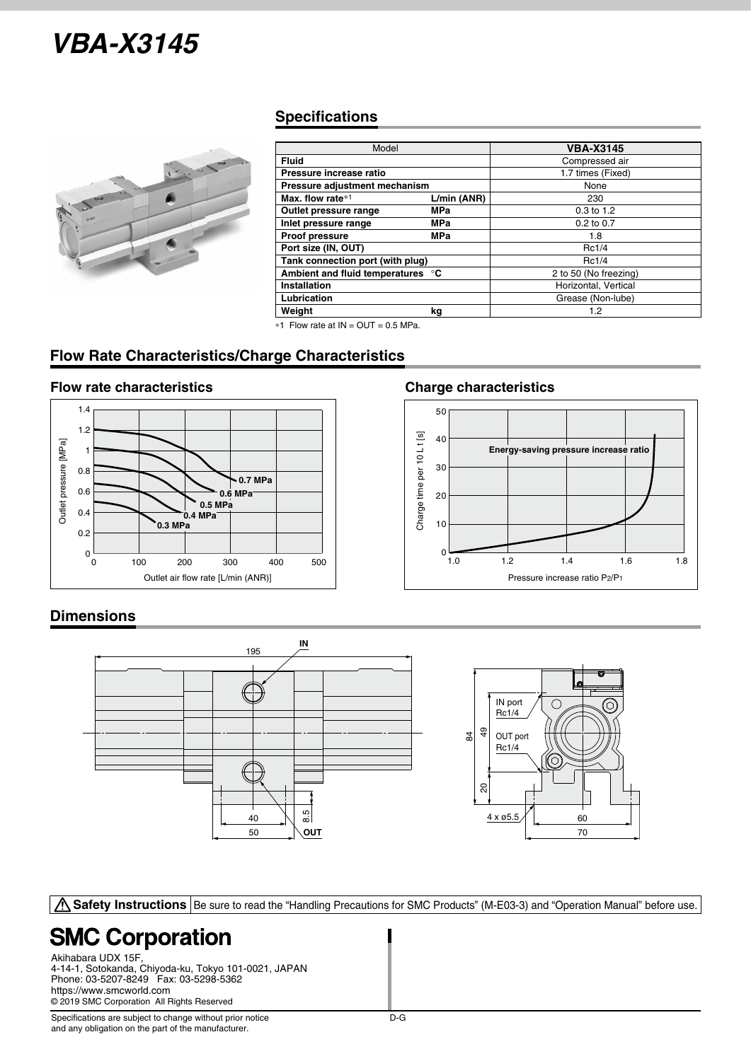# VBA-X3145

## Specifications

| Model | | VBA-X3145 |
|---|---|---|
| Fluid | | Compressed air |
| Pressure increase ratio | | 1.7 times (Fixed) |
| Pressure adjustment mechanism | | None |
| Max. flow rate*1 | L/min (ANR) | 230 |
| Outlet pressure range | MPa | 0.3 to 1.2 |
| Inlet pressure range | MPa | 0.2 to 0.7 |
| Proof pressure | MPa | 1.8 |
| Port size (IN, OUT) | | Rc1/4 |
| Tank connection port (with plug) | | Rc1/4 |
| Ambient and fluid temperatures | °C | 2 to 50 (No freezing) |
| Installation | | Horizontal, Vertical |
| Lubrication | | Grease (Non-lube) |
| Weight | kg | 1.2 |

*1 Flow rate at IN = OUT = 0.5 MPa.

## Flow Rate Characteristics/Charge Characteristics

### Flow rate characteristics

Outlet pressure [MPa]

1.4
1.2
1
0.8
0.6
0.4
0.2
0

0.7 MPa
0.6 MPa
0.5 MPa
0.4 MPa
0.3 MPa

0 100 200 300 400 500

Outlet air flow rate [L/min (ANR)]

### Charge characteristics

Charge time per 10 L t [s]

50
40
30
20
10
0

Energy-saving pressure increase ratio

1.0 1.2 1.4 1.6 1.8

Pressure increase ratio $P_2/P_1$

## Dimensions

195
IN
OUT
40
50
8.5

IN port Rc1/4
OUT port Rc1/4
84
49
20
4 x ø5.5
60
70

**Safety Instructions** Be sure to read the "Handling Precautions for SMC Products" (M-E03-3) and "Operation Manual" before use.

**SMC Corporation**

Akihabara UDX 15F,
4-14-1, Sotokanda, Chiyoda-ku, Tokyo 101-0021, JAPAN
Phone: 03-5207-8249 Fax: 03-5298-5362
https://www.smcworld.com
© 2019 SMC Corporation All Rights Reserved

Specifications are subject to change without prior notice and any obligation on the part of the manufacturer.

D-G